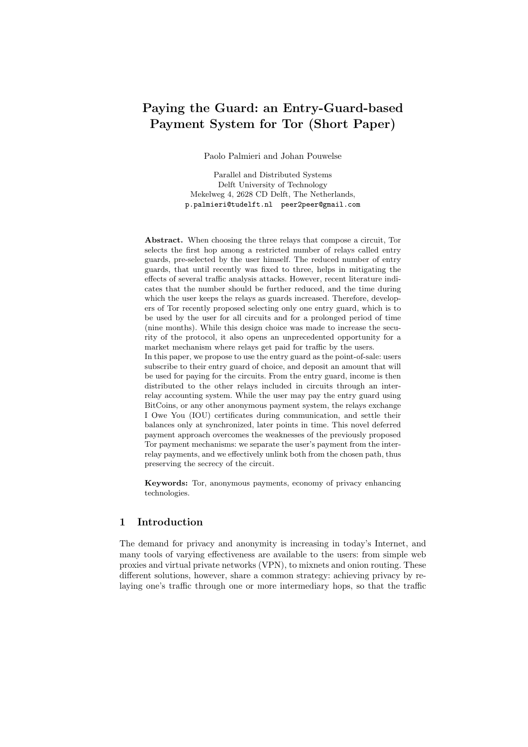# Paying the Guard: an Entry-Guard-based Payment System for Tor (Short Paper)

Paolo Palmieri and Johan Pouwelse

Parallel and Distributed Systems
Delft University of Technology
Mekelweg 4, 2628 CD Delft, The Netherlands,
p.palmieri@tudelft.nl peer2peer@gmail.com

**Abstract.** When choosing the three relays that compose a circuit, Tor selects the first hop among a restricted number of relays called entry guards, pre-selected by the user himself. The reduced number of entry guards, that until recently was fixed to three, helps in mitigating the effects of several traffic analysis attacks. However, recent literature indicates that the number should be further reduced, and the time during which the user keeps the relays as guards increased. Therefore, developers of Tor recently proposed selecting only one entry guard, which is to be used by the user for all circuits and for a prolonged period of time (nine months). While this design choice was made to increase the security of the protocol, it also opens an unprecedented opportunity for a market mechanism where relays get paid for traffic by the users.
In this paper, we propose to use the entry guard as the point-of-sale: users subscribe to their entry guard of choice, and deposit an amount that will be used for paying for the circuits. From the entry guard, income is then distributed to the other relays included in circuits through an inter-relay accounting system. While the user may pay the entry guard using BitCoins, or any other anonymous payment system, the relays exchange I Owe You (IOU) certificates during communication, and settle their balances only at synchronized, later points in time. This novel deferred payment approach overcomes the weaknesses of the previously proposed Tor payment mechanisms: we separate the user's payment from the inter-relay payments, and we effectively unlink both from the chosen path, thus preserving the secrecy of the circuit.

**Keywords:** Tor, anonymous payments, economy of privacy enhancing technologies.

## 1 Introduction

The demand for privacy and anonymity is increasing in today's Internet, and many tools of varying effectiveness are available to the users: from simple web proxies and virtual private networks (VPN), to mixnets and onion routing. These different solutions, however, share a common strategy: achieving privacy by relaying one's traffic through one or more intermediary hops, so that the traffic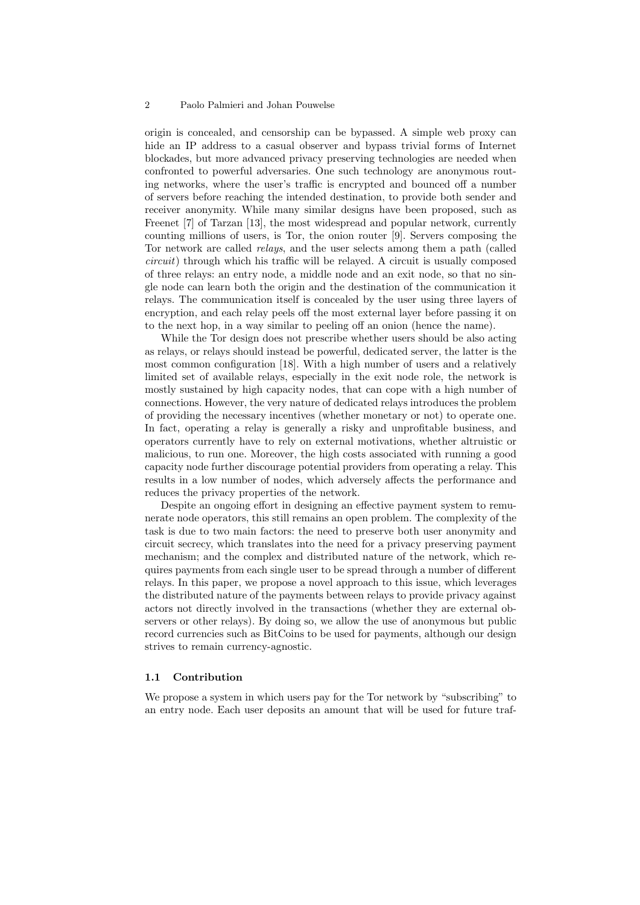origin is concealed, and censorship can be bypassed. A simple web proxy can hide an IP address to a casual observer and bypass trivial forms of Internet blockades, but more advanced privacy preserving technologies are needed when confronted to powerful adversaries. One such technology are anonymous routing networks, where the user's traffic is encrypted and bounced off a number of servers before reaching the intended destination, to provide both sender and receiver anonymity. While many similar designs have been proposed, such as Freenet [7] of Tarzan [13], the most widespread and popular network, currently counting millions of users, is Tor, the onion router [9]. Servers composing the Tor network are called *relays*, and the user selects among them a path (called *circuit*) through which his traffic will be relayed. A circuit is usually composed of three relays: an entry node, a middle node and an exit node, so that no single node can learn both the origin and the destination of the communication it relays. The communication itself is concealed by the user using three layers of encryption, and each relay peels off the most external layer before passing it on to the next hop, in a way similar to peeling off an onion (hence the name).

While the Tor design does not prescribe whether users should be also acting as relays, or relays should instead be powerful, dedicated server, the latter is the most common configuration [18]. With a high number of users and a relatively limited set of available relays, especially in the exit node role, the network is mostly sustained by high capacity nodes, that can cope with a high number of connections. However, the very nature of dedicated relays introduces the problem of providing the necessary incentives (whether monetary or not) to operate one. In fact, operating a relay is generally a risky and unprofitable business, and operators currently have to rely on external motivations, whether altruistic or malicious, to run one. Moreover, the high costs associated with running a good capacity node further discourage potential providers from operating a relay. This results in a low number of nodes, which adversely affects the performance and reduces the privacy properties of the network.

Despite an ongoing effort in designing an effective payment system to remunerate node operators, this still remains an open problem. The complexity of the task is due to two main factors: the need to preserve both user anonymity and circuit secrecy, which translates into the need for a privacy preserving payment mechanism; and the complex and distributed nature of the network, which requires payments from each single user to be spread through a number of different relays. In this paper, we propose a novel approach to this issue, which leverages the distributed nature of the payments between relays to provide privacy against actors not directly involved in the transactions (whether they are external observers or other relays). By doing so, we allow the use of anonymous but public record currencies such as BitCoins to be used for payments, although our design strives to remain currency-agnostic.

### 1.1 Contribution

We propose a system in which users pay for the Tor network by "subscribing" to an entry node. Each user deposits an amount that will be used for future traf-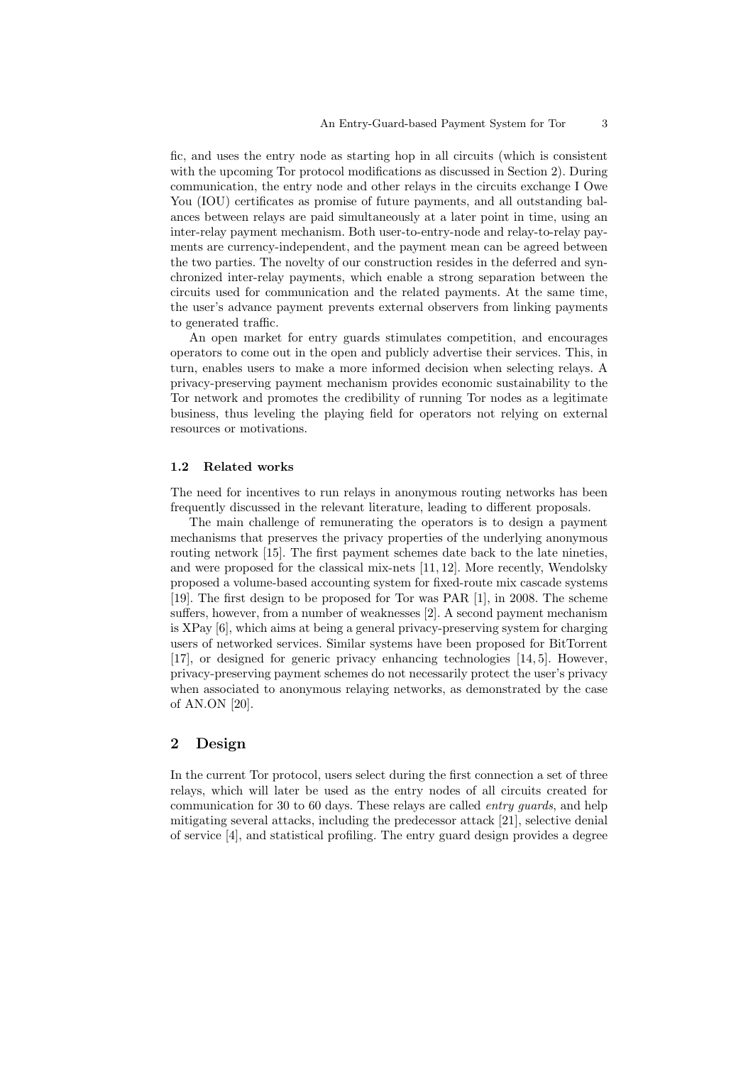fic, and uses the entry node as starting hop in all circuits (which is consistent with the upcoming Tor protocol modifications as discussed in Section 2). During communication, the entry node and other relays in the circuits exchange I Owe You (IOU) certificates as promise of future payments, and all outstanding balances between relays are paid simultaneously at a later point in time, using an inter-relay payment mechanism. Both user-to-entry-node and relay-to-relay payments are currency-independent, and the payment mean can be agreed between the two parties. The novelty of our construction resides in the deferred and synchronized inter-relay payments, which enable a strong separation between the circuits used for communication and the related payments. At the same time, the user's advance payment prevents external observers from linking payments to generated traffic.

An open market for entry guards stimulates competition, and encourages operators to come out in the open and publicly advertise their services. This, in turn, enables users to make a more informed decision when selecting relays. A privacy-preserving payment mechanism provides economic sustainability to the Tor network and promotes the credibility of running Tor nodes as a legitimate business, thus leveling the playing field for operators not relying on external resources or motivations.

### 1.2 Related works

The need for incentives to run relays in anonymous routing networks has been frequently discussed in the relevant literature, leading to different proposals.

The main challenge of remunerating the operators is to design a payment mechanisms that preserves the privacy properties of the underlying anonymous routing network [15]. The first payment schemes date back to the late nineties, and were proposed for the classical mix-nets [11, 12]. More recently, Wendolsky proposed a volume-based accounting system for fixed-route mix cascade systems [19]. The first design to be proposed for Tor was PAR [1], in 2008. The scheme suffers, however, from a number of weaknesses [2]. A second payment mechanism is XPay [6], which aims at being a general privacy-preserving system for charging users of networked services. Similar systems have been proposed for BitTorrent [17], or designed for generic privacy enhancing technologies [14, 5]. However, privacy-preserving payment schemes do not necessarily protect the user's privacy when associated to anonymous relaying networks, as demonstrated by the case of AN.ON [20].

## 2 Design

In the current Tor protocol, users select during the first connection a set of three relays, which will later be used as the entry nodes of all circuits created for communication for 30 to 60 days. These relays are called *entry guards*, and help mitigating several attacks, including the predecessor attack [21], selective denial of service [4], and statistical profiling. The entry guard design provides a degree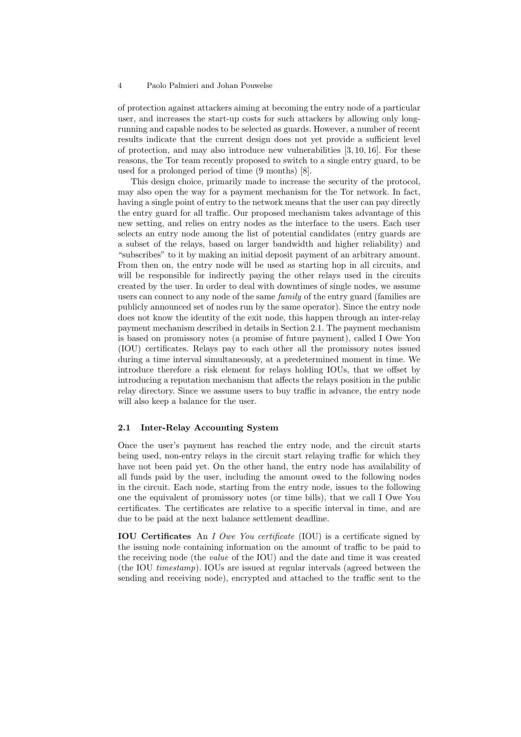of protection against attackers aiming at becoming the entry node of a particular user, and increases the start-up costs for such attackers by allowing only long-running and capable nodes to be selected as guards. However, a number of recent results indicate that the current design does not yet provide a sufficient level of protection, and may also introduce new vulnerabilities [3, 10, 16]. For these reasons, the Tor team recently proposed to switch to a single entry guard, to be used for a prolonged period of time (9 months) [8].

This design choice, primarily made to increase the security of the protocol, may also open the way for a payment mechanism for the Tor network. In fact, having a single point of entry to the network means that the user can pay directly the entry guard for all traffic. Our proposed mechanism takes advantage of this new setting, and relies on entry nodes as the interface to the users. Each user selects an entry node among the list of potential candidates (entry guards are a subset of the relays, based on larger bandwidth and higher reliability) and "subscribes" to it by making an initial deposit payment of an arbitrary amount. From then on, the entry node will be used as starting hop in all circuits, and will be responsible for indirectly paying the other relays used in the circuits created by the user. In order to deal with downtimes of single nodes, we assume users can connect to any node of the same *family* of the entry guard (families are publicly announced set of nodes run by the same operator). Since the entry node does not know the identity of the exit node, this happen through an inter-relay payment mechanism described in details in Section 2.1. The payment mechanism is based on promissory notes (a promise of future payment), called I Owe You (IOU) certificates. Relays pay to each other all the promissory notes issued during a time interval simultaneously, at a predetermined moment in time. We introduce therefore a risk element for relays holding IOUs, that we offset by introducing a reputation mechanism that affects the relays position in the public relay directory. Since we assume users to buy traffic in advance, the entry node will also keep a balance for the user.

### 2.1 Inter-Relay Accounting System

Once the user's payment has reached the entry node, and the circuit starts being used, non-entry relays in the circuit start relaying traffic for which they have not been paid yet. On the other hand, the entry node has availability of all funds paid by the user, including the amount owed to the following nodes in the circuit. Each node, starting from the entry node, issues to the following one the equivalent of promissory notes (or time bills), that we call I Owe You certificates. The certificates are relative to a specific interval in time, and are due to be paid at the next balance settlement deadline.

**IOU Certificates** An *I Owe You certificate* (IOU) is a certificate signed by the issuing node containing information on the amount of traffic to be paid to the receiving node (the *value* of the IOU) and the date and time it was created (the IOU *timestamp*). IOUs are issued at regular intervals (agreed between the sending and receiving node), encrypted and attached to the traffic sent to the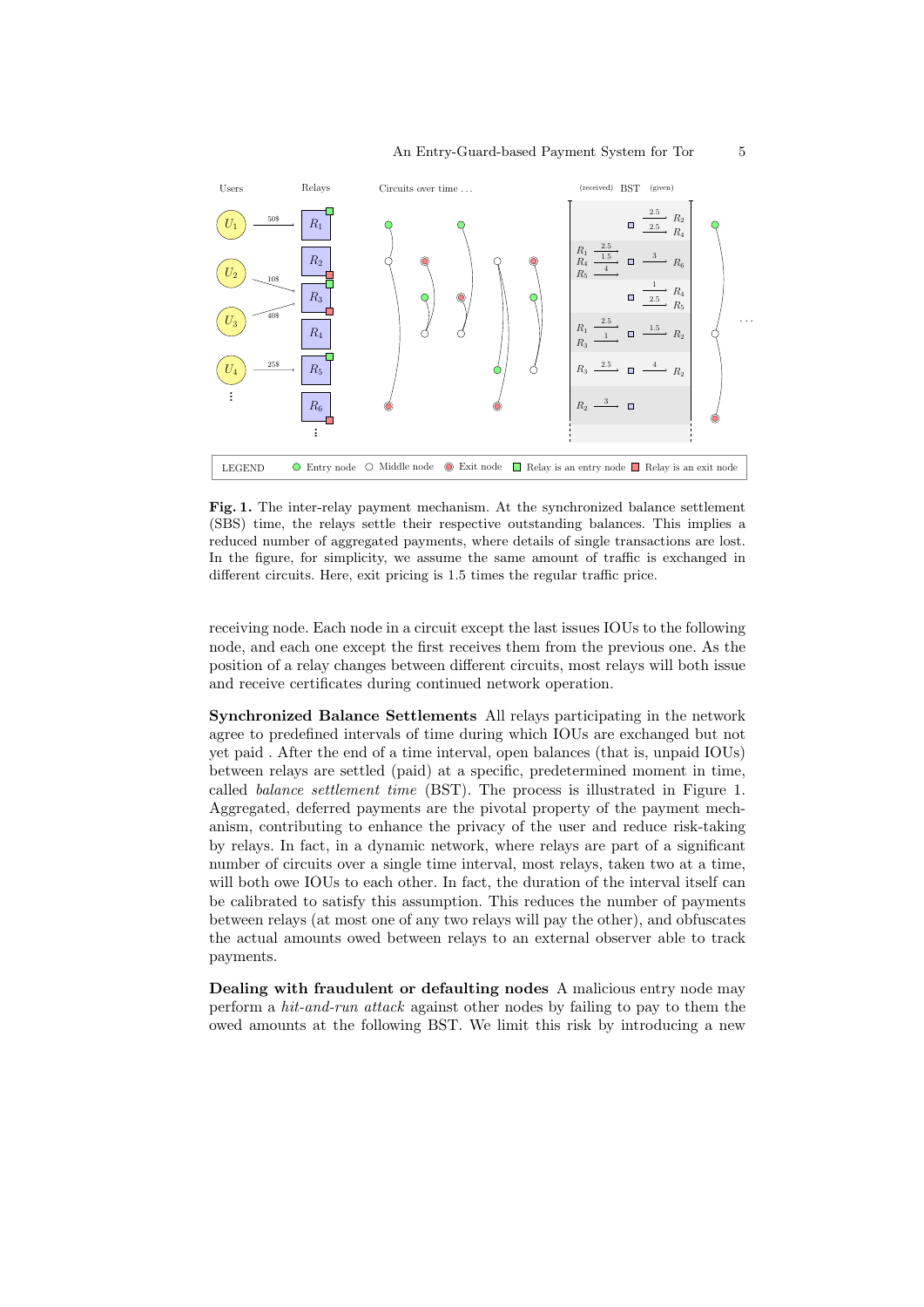**Fig. 1.** The inter-relay payment mechanism. At the synchronized balance settlement (SBS) time, the relays settle their respective outstanding balances. This implies a reduced number of aggregated payments, where details of single transactions are lost. In the figure, for simplicity, we assume the same amount of traffic is exchanged in different circuits. Here, exit pricing is 1.5 times the regular traffic price.

receiving node. Each node in a circuit except the last issues IOUs to the following node, and each one except the first receives them from the previous one. As the position of a relay changes between different circuits, most relays will both issue and receive certificates during continued network operation.

**Synchronized Balance Settlements** All relays participating in the network agree to predefined intervals of time during which IOUs are exchanged but not yet paid . After the end of a time interval, open balances (that is, unpaid IOUs) between relays are settled (paid) at a specific, predetermined moment in time, called *balance settlement time* (BST). The process is illustrated in Figure 1. Aggregated, deferred payments are the pivotal property of the payment mechanism, contributing to enhance the privacy of the user and reduce risk-taking by relays. In fact, in a dynamic network, where relays are part of a significant number of circuits over a single time interval, most relays, taken two at a time, will both owe IOUs to each other. In fact, the duration of the interval itself can be calibrated to satisfy this assumption. This reduces the number of payments between relays (at most one of any two relays will pay the other), and obfuscates the actual amounts owed between relays to an external observer able to track payments.

**Dealing with fraudulent or defaulting nodes** A malicious entry node may perform a *hit-and-run attack* against other nodes by failing to pay to them the owed amounts at the following BST. We limit this risk by introducing a new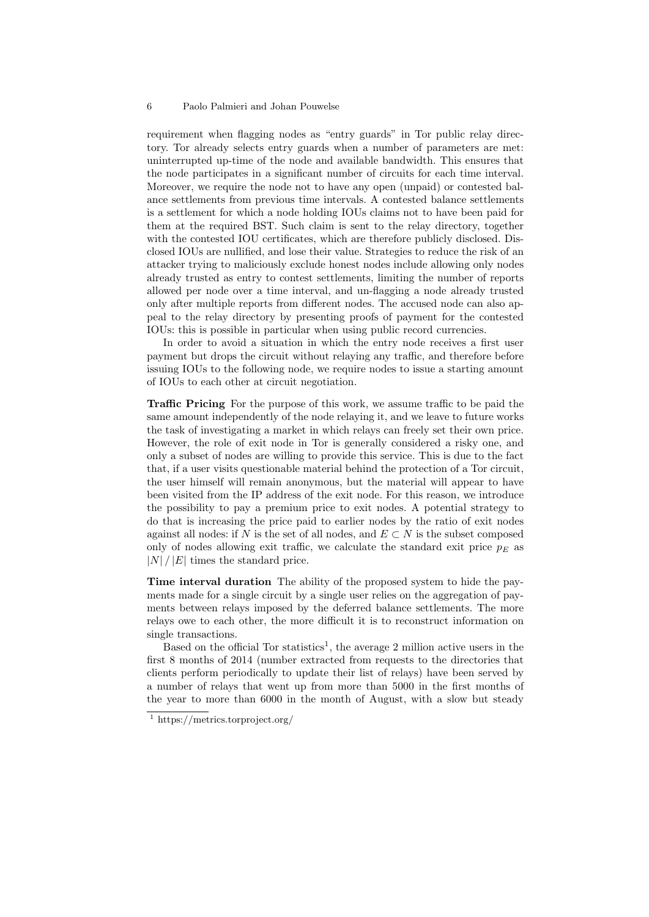requirement when flagging nodes as "entry guards" in Tor public relay directory. Tor already selects entry guards when a number of parameters are met: uninterrupted up-time of the node and available bandwidth. This ensures that the node participates in a significant number of circuits for each time interval. Moreover, we require the node not to have any open (unpaid) or contested balance settlements from previous time intervals. A contested balance settlements is a settlement for which a node holding IOUs claims not to have been paid for them at the required BST. Such claim is sent to the relay directory, together with the contested IOU certificates, which are therefore publicly disclosed. Disclosed IOUs are nullified, and lose their value. Strategies to reduce the risk of an attacker trying to maliciously exclude honest nodes include allowing only nodes already trusted as entry to contest settlements, limiting the number of reports allowed per node over a time interval, and un-flagging a node already trusted only after multiple reports from different nodes. The accused node can also appeal to the relay directory by presenting proofs of payment for the contested IOUs: this is possible in particular when using public record currencies.

In order to avoid a situation in which the entry node receives a first user payment but drops the circuit without relaying any traffic, and therefore before issuing IOUs to the following node, we require nodes to issue a starting amount of IOUs to each other at circuit negotiation.

**Traffic Pricing** For the purpose of this work, we assume traffic to be paid the same amount independently of the node relaying it, and we leave to future works the task of investigating a market in which relays can freely set their own price. However, the role of exit node in Tor is generally considered a risky one, and only a subset of nodes are willing to provide this service. This is due to the fact that, if a user visits questionable material behind the protection of a Tor circuit, the user himself will remain anonymous, but the material will appear to have been visited from the IP address of the exit node. For this reason, we introduce the possibility to pay a premium price to exit nodes. A potential strategy to do that is increasing the price paid to earlier nodes by the ratio of exit nodes against all nodes: if $N$ is the set of all nodes, and $E \subset N$ is the subset composed only of nodes allowing exit traffic, we calculate the standard exit price $p_E$ as $|N| / |E|$ times the standard price.

**Time interval duration** The ability of the proposed system to hide the payments made for a single circuit by a single user relies on the aggregation of payments between relays imposed by the deferred balance settlements. The more relays owe to each other, the more difficult it is to reconstruct information on single transactions.

Based on the official Tor statistics[1], the average 2 million active users in the first 8 months of 2014 (number extracted from requests to the directories that clients perform periodically to update their list of relays) have been served by a number of relays that went up from more than 5000 in the first months of the year to more than 6000 in the month of August, with a slow but steady

[1] https://metrics.torproject.org/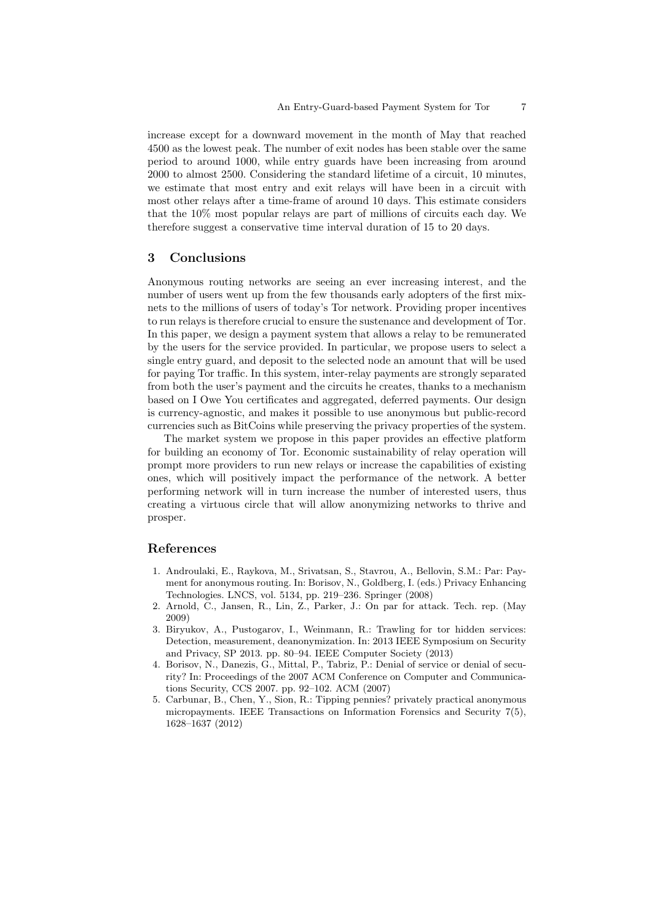increase except for a downward movement in the month of May that reached 4500 as the lowest peak. The number of exit nodes has been stable over the same period to around 1000, while entry guards have been increasing from around 2000 to almost 2500. Considering the standard lifetime of a circuit, 10 minutes, we estimate that most entry and exit relays will have been in a circuit with most other relays after a time-frame of around 10 days. This estimate considers that the 10% most popular relays are part of millions of circuits each day. We therefore suggest a conservative time interval duration of 15 to 20 days.

## 3 Conclusions

Anonymous routing networks are seeing an ever increasing interest, and the number of users went up from the few thousands early adopters of the first mix-nets to the millions of users of today's Tor network. Providing proper incentives to run relays is therefore crucial to ensure the sustenance and development of Tor. In this paper, we design a payment system that allows a relay to be remunerated by the users for the service provided. In particular, we propose users to select a single entry guard, and deposit to the selected node an amount that will be used for paying Tor traffic. In this system, inter-relay payments are strongly separated from both the user's payment and the circuits he creates, thanks to a mechanism based on I Owe You certificates and aggregated, deferred payments. Our design is currency-agnostic, and makes it possible to use anonymous but public-record currencies such as BitCoins while preserving the privacy properties of the system.

The market system we propose in this paper provides an effective platform for building an economy of Tor. Economic sustainability of relay operation will prompt more providers to run new relays or increase the capabilities of existing ones, which will positively impact the performance of the network. A better performing network will in turn increase the number of interested users, thus creating a virtuous circle that will allow anonymizing networks to thrive and prosper.

## References

1. Androulaki, E., Raykova, M., Srivatsan, S., Stavrou, A., Bellovin, S.M.: Par: Payment for anonymous routing. In: Borisov, N., Goldberg, I. (eds.) Privacy Enhancing Technologies. LNCS, vol. 5134, pp. 219–236. Springer (2008)
2. Arnold, C., Jansen, R., Lin, Z., Parker, J.: On par for attack. Tech. rep. (May 2009)
3. Biryukov, A., Pustogarov, I., Weinmann, R.: Trawling for tor hidden services: Detection, measurement, deanonymization. In: 2013 IEEE Symposium on Security and Privacy, SP 2013. pp. 80–94. IEEE Computer Society (2013)
4. Borisov, N., Danezis, G., Mittal, P., Tabriz, P.: Denial of service or denial of security? In: Proceedings of the 2007 ACM Conference on Computer and Communications Security, CCS 2007. pp. 92–102. ACM (2007)
5. Carbunar, B., Chen, Y., Sion, R.: Tipping pennies? privately practical anonymous micropayments. IEEE Transactions on Information Forensics and Security 7(5), 1628–1637 (2012)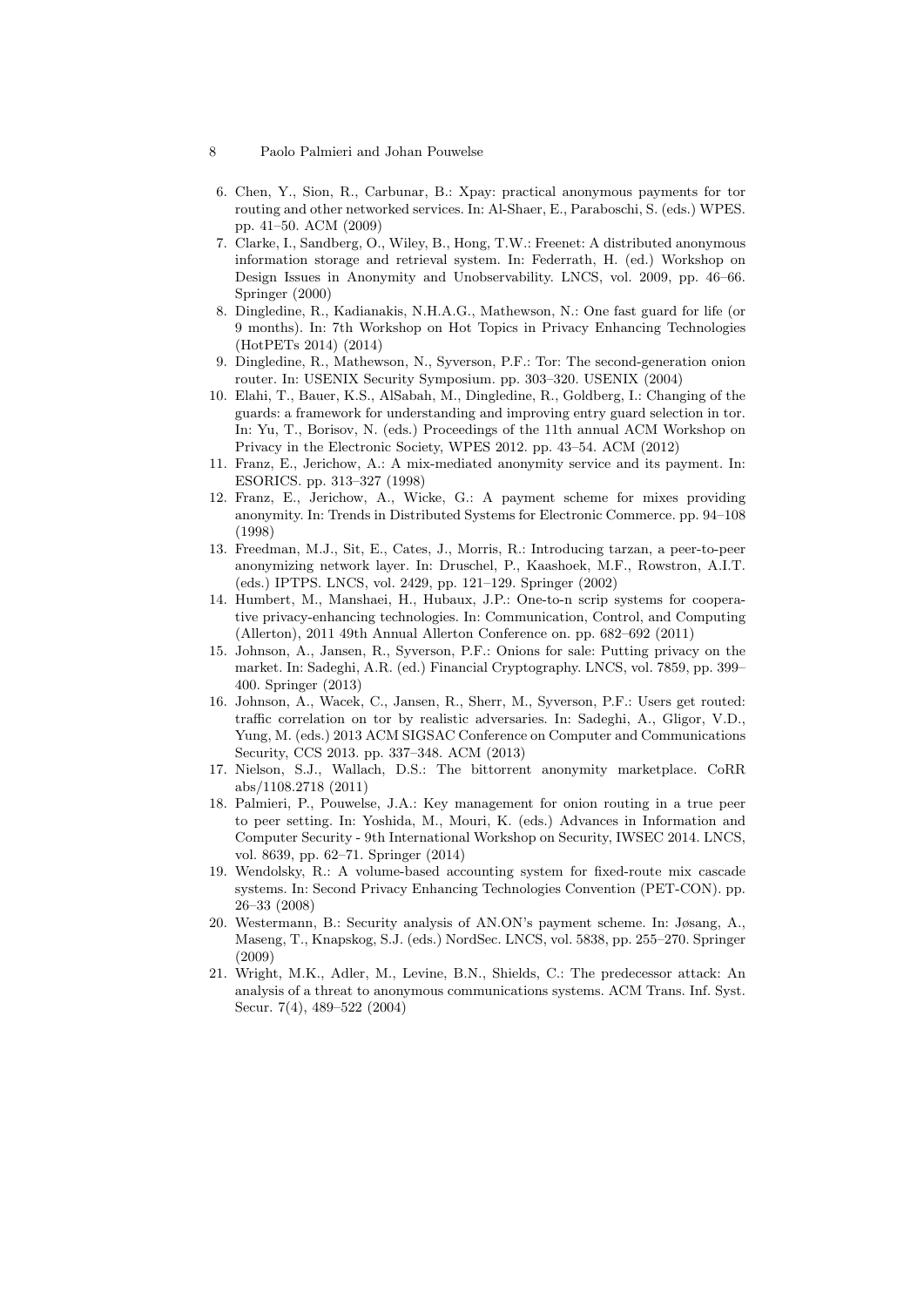6. Chen, Y., Sion, R., Carbunar, B.: Xpay: practical anonymous payments for tor routing and other networked services. In: Al-Shaer, E., Paraboschi, S. (eds.) WPES. pp. 41–50. ACM (2009)
7. Clarke, I., Sandberg, O., Wiley, B., Hong, T.W.: Freenet: A distributed anonymous information storage and retrieval system. In: Federrath, H. (ed.) Workshop on Design Issues in Anonymity and Unobservability. LNCS, vol. 2009, pp. 46–66. Springer (2000)
8. Dingledine, R., Kadianakis, N.H.A.G., Mathewson, N.: One fast guard for life (or 9 months). In: 7th Workshop on Hot Topics in Privacy Enhancing Technologies (HotPETs 2014) (2014)
9. Dingledine, R., Mathewson, N., Syverson, P.F.: Tor: The second-generation onion router. In: USENIX Security Symposium. pp. 303–320. USENIX (2004)
10. Elahi, T., Bauer, K.S., AlSabah, M., Dingledine, R., Goldberg, I.: Changing of the guards: a framework for understanding and improving entry guard selection in tor. In: Yu, T., Borisov, N. (eds.) Proceedings of the 11th annual ACM Workshop on Privacy in the Electronic Society, WPES 2012. pp. 43–54. ACM (2012)
11. Franz, E., Jerichow, A.: A mix-mediated anonymity service and its payment. In: ESORICS. pp. 313–327 (1998)
12. Franz, E., Jerichow, A., Wicke, G.: A payment scheme for mixes providing anonymity. In: Trends in Distributed Systems for Electronic Commerce. pp. 94–108 (1998)
13. Freedman, M.J., Sit, E., Cates, J., Morris, R.: Introducing tarzan, a peer-to-peer anonymizing network layer. In: Druschel, P., Kaashoek, M.F., Rowstron, A.I.T. (eds.) IPTPS. LNCS, vol. 2429, pp. 121–129. Springer (2002)
14. Humbert, M., Manshaei, H., Hubaux, J.P.: One-to-n scrip systems for cooperative privacy-enhancing technologies. In: Communication, Control, and Computing (Allerton), 2011 49th Annual Allerton Conference on. pp. 682–692 (2011)
15. Johnson, A., Jansen, R., Syverson, P.F.: Onions for sale: Putting privacy on the market. In: Sadeghi, A.R. (ed.) Financial Cryptography. LNCS, vol. 7859, pp. 399–400. Springer (2013)
16. Johnson, A., Wacek, C., Jansen, R., Sherr, M., Syverson, P.F.: Users get routed: traffic correlation on tor by realistic adversaries. In: Sadeghi, A., Gligor, V.D., Yung, M. (eds.) 2013 ACM SIGSAC Conference on Computer and Communications Security, CCS 2013. pp. 337–348. ACM (2013)
17. Nielson, S.J., Wallach, D.S.: The bittorrent anonymity marketplace. CoRR abs/1108.2718 (2011)
18. Palmieri, P., Pouwelse, J.A.: Key management for onion routing in a true peer to peer setting. In: Yoshida, M., Mouri, K. (eds.) Advances in Information and Computer Security - 9th International Workshop on Security, IWSEC 2014. LNCS, vol. 8639, pp. 62–71. Springer (2014)
19. Wendolsky, R.: A volume-based accounting system for fixed-route mix cascade systems. In: Second Privacy Enhancing Technologies Convention (PET-CON). pp. 26–33 (2008)
20. Westermann, B.: Security analysis of AN.ON's payment scheme. In: Jøsang, A., Maseng, T., Knapskog, S.J. (eds.) NordSec. LNCS, vol. 5838, pp. 255–270. Springer (2009)
21. Wright, M.K., Adler, M., Levine, B.N., Shields, C.: The predecessor attack: An analysis of a threat to anonymous communications systems. ACM Trans. Inf. Syst. Secur. 7(4), 489–522 (2004)